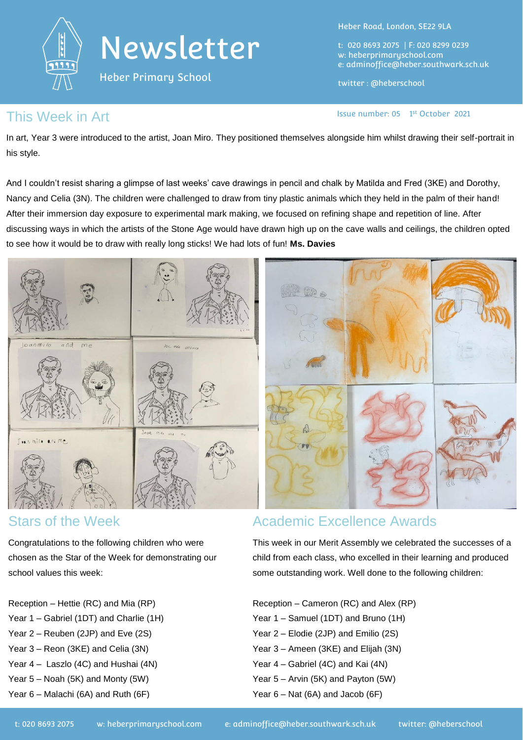# Newsletter

Heber Primary School

Heber Road, London, SE22 9LA

t: 020 8693 2075 | F: 020 8299 0239
w: heberprimaryschool.com
e: adminoffice@heber.southwark.sch.uk

twitter : @heberschool

Issue number: 05 1st October 2021

## This Week in Art

In art, Year 3 were introduced to the artist, Joan Miro. They positioned themselves alongside him whilst drawing their self-portrait in his style.

And I couldn't resist sharing a glimpse of last weeks' cave drawings in pencil and chalk by Matilda and Fred (3KE) and Dorothy, Nancy and Celia (3N). The children were challenged to draw from tiny plastic animals which they held in the palm of their hand! After their immersion day exposure to experimental mark making, we focused on refining shape and repetition of line. After discussing ways in which the artists of the Stone Age would have drawn high up on the cave walls and ceilings, the children opted to see how it would be to draw with really long sticks! We had lots of fun! **Ms. Davies**

## Stars of the Week

Congratulations to the following children who were chosen as the Star of the Week for demonstrating our school values this week:

Reception – Hettie (RC) and Mia (RP)
Year 1 – Gabriel (1DT) and Charlie (1H)
Year 2 – Reuben (2JP) and Eve (2S)
Year 3 – Reon (3KE) and Celia (3N)
Year 4 – Laszlo (4C) and Hushai (4N)
Year 5 – Noah (5K) and Monty (5W)
Year 6 – Malachi (6A) and Ruth (6F)

## Academic Excellence Awards

This week in our Merit Assembly we celebrated the successes of a child from each class, who excelled in their learning and produced some outstanding work. Well done to the following children:

Reception – Cameron (RC) and Alex (RP)
Year 1 – Samuel (1DT) and Bruno (1H)
Year 2 – Elodie (2JP) and Emilio (2S)
Year 3 – Ameen (3KE) and Elijah (3N)
Year 4 – Gabriel (4C) and Kai (4N)
Year 5 – Arvin (5K) and Payton (5W)
Year 6 – Nat (6A) and Jacob (6F)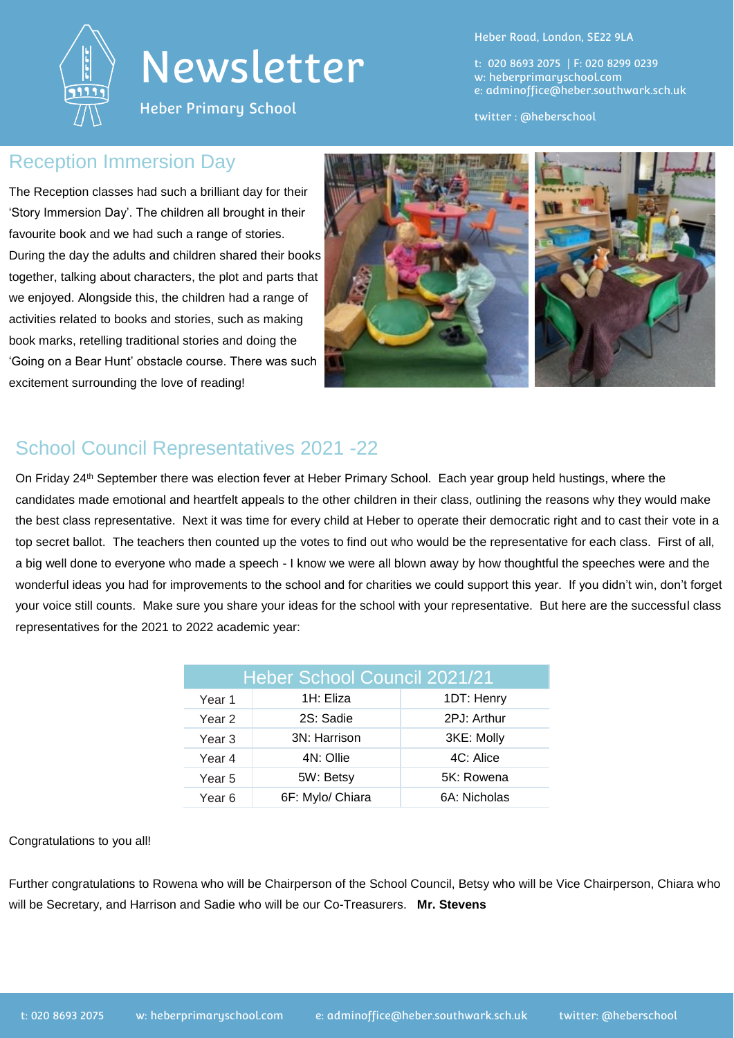# Newsletter

Heber Primary School

Heber Road, London, SE22 9LA

t: 020 8693 2075 | F: 020 8299 0239
w: heberprimaryschool.com
e: adminoffice@heber.southwark.sch.uk

twitter : @heberschool

## Reception Immersion Day

The Reception classes had such a brilliant day for their 'Story Immersion Day'. The children all brought in their favourite book and we had such a range of stories. During the day the adults and children shared their books together, talking about characters, the plot and parts that we enjoyed. Alongside this, the children had a range of activities related to books and stories, such as making book marks, retelling traditional stories and doing the 'Going on a Bear Hunt' obstacle course. There was such excitement surrounding the love of reading!

## School Council Representatives 2021 -22

On Friday 24th September there was election fever at Heber Primary School. Each year group held hustings, where the candidates made emotional and heartfelt appeals to the other children in their class, outlining the reasons why they would make the best class representative. Next it was time for every child at Heber to operate their democratic right and to cast their vote in a top secret ballot. The teachers then counted up the votes to find out who would be the representative for each class. First of all, a big well done to everyone who made a speech - I know we were all blown away by how thoughtful the speeches were and the wonderful ideas you had for improvements to the school and for charities we could support this year. If you didn't win, don't forget your voice still counts. Make sure you share your ideas for the school with your representative. But here are the successful class representatives for the 2021 to 2022 academic year:

| Heber School Council 2021/21 | | |
|---|---|---|
| Year 1 | 1H: Eliza | 1DT: Henry |
| Year 2 | 2S: Sadie | 2PJ: Arthur |
| Year 3 | 3N: Harrison | 3KE: Molly |
| Year 4 | 4N: Ollie | 4C: Alice |
| Year 5 | 5W: Betsy | 5K: Rowena |
| Year 6 | 6F: Mylo/ Chiara | 6A: Nicholas |

Congratulations to you all!

Further congratulations to Rowena who will be Chairperson of the School Council, Betsy who will be Vice Chairperson, Chiara who will be Secretary, and Harrison and Sadie who will be our Co-Treasurers. **Mr. Stevens**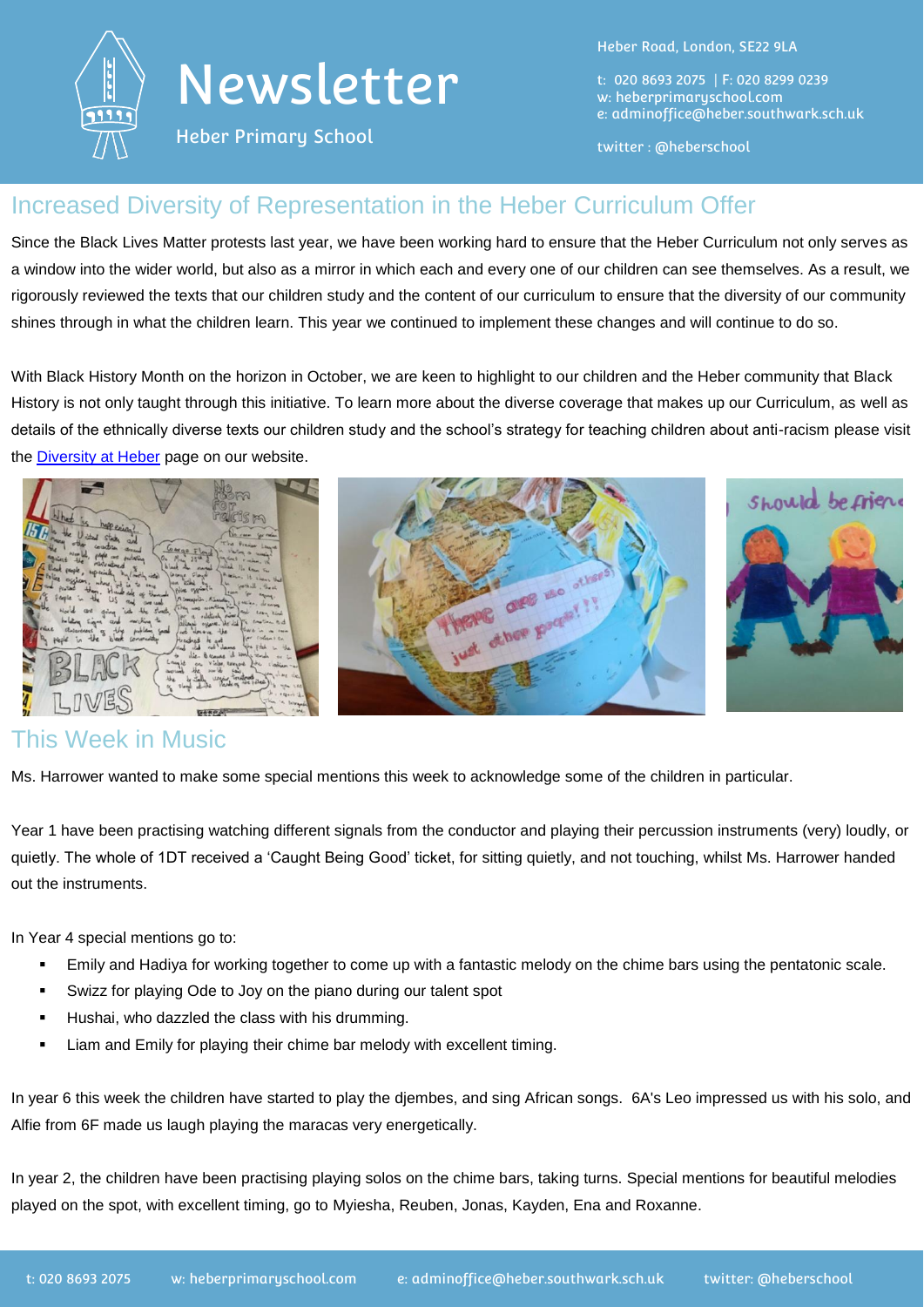# Newsletter

Heber Primary School

Heber Road, London, SE22 9LA

t: 020 8693 2075 | F: 020 8299 0239
w: heberprimaryschool.com
e: adminoffice@heber.southwark.sch.uk

twitter : @heberschool

## Increased Diversity of Representation in the Heber Curriculum Offer

Since the Black Lives Matter protests last year, we have been working hard to ensure that the Heber Curriculum not only serves as a window into the wider world, but also as a mirror in which each and every one of our children can see themselves. As a result, we rigorously reviewed the texts that our children study and the content of our curriculum to ensure that the diversity of our community shines through in what the children learn. This year we continued to implement these changes and will continue to do so.

With Black History Month on the horizon in October, we are keen to highlight to our children and the Heber community that Black History is not only taught through this initiative. To learn more about the diverse coverage that makes up our Curriculum, as well as details of the ethnically diverse texts our children study and the school's strategy for teaching children about anti-racism please visit the Diversity at Heber page on our website.

## This Week in Music

Ms. Harrower wanted to make some special mentions this week to acknowledge some of the children in particular.

Year 1 have been practising watching different signals from the conductor and playing their percussion instruments (very) loudly, or quietly. The whole of 1DT received a 'Caught Being Good' ticket, for sitting quietly, and not touching, whilst Ms. Harrower handed out the instruments.

In Year 4 special mentions go to:

- Emily and Hadiya for working together to come up with a fantastic melody on the chime bars using the pentatonic scale.
- Swizz for playing Ode to Joy on the piano during our talent spot
- Hushai, who dazzled the class with his drumming.
- Liam and Emily for playing their chime bar melody with excellent timing.

In year 6 this week the children have started to play the djembes, and sing African songs. 6A's Leo impressed us with his solo, and Alfie from 6F made us laugh playing the maracas very energetically.

In year 2, the children have been practising playing solos on the chime bars, taking turns. Special mentions for beautiful melodies played on the spot, with excellent timing, go to Myiesha, Reuben, Jonas, Kayden, Ena and Roxanne.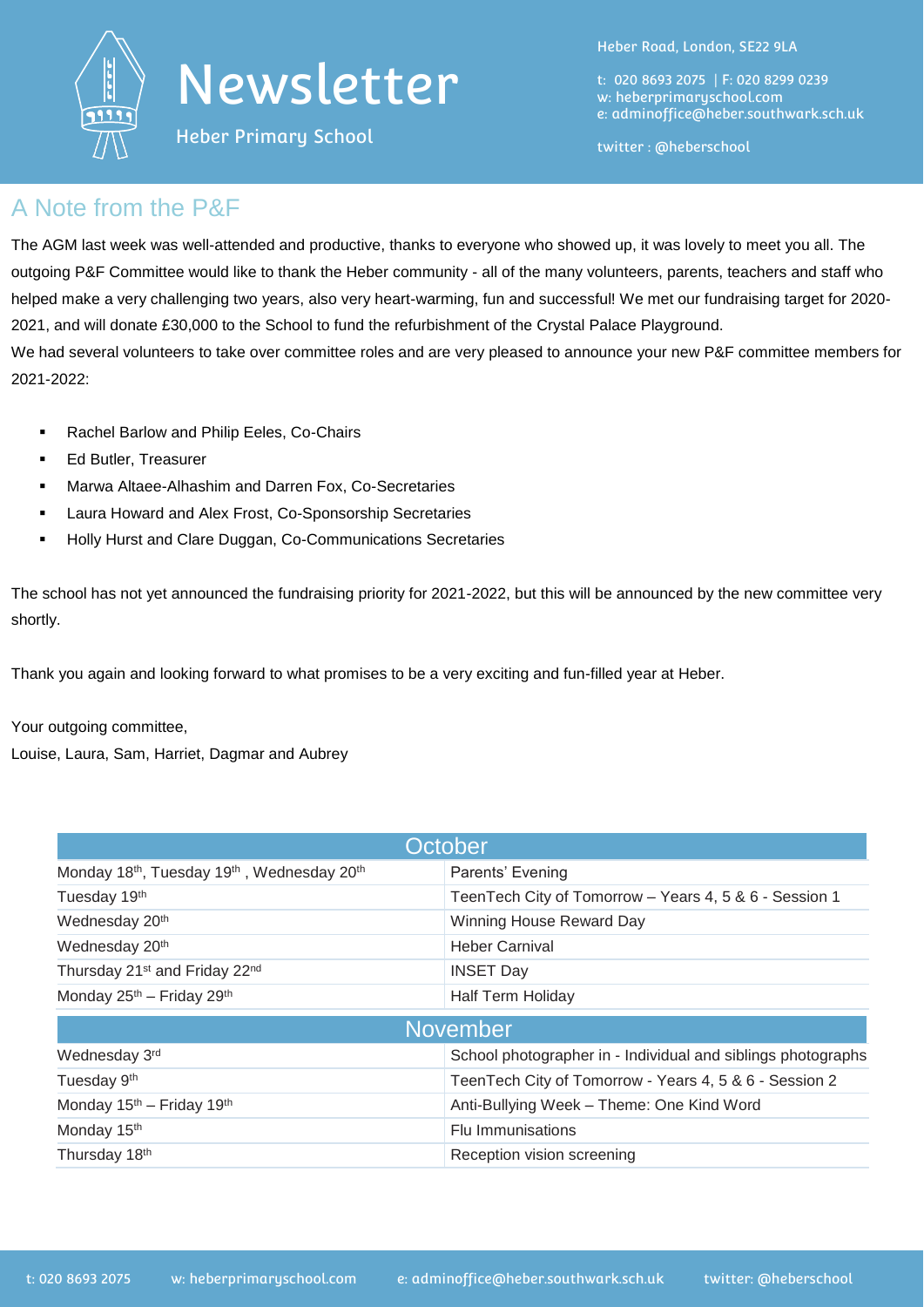# Newsletter

Heber Primary School

Heber Road, London, SE22 9LA

t: 020 8693 2075 | F: 020 8299 0239
w: heberprimaryschool.com
e: adminoffice@heber.southwark.sch.uk

twitter : @heberschool

## A Note from the P&F

The AGM last week was well-attended and productive, thanks to everyone who showed up, it was lovely to meet you all. The outgoing P&F Committee would like to thank the Heber community - all of the many volunteers, parents, teachers and staff who helped make a very challenging two years, also very heart-warming, fun and successful! We met our fundraising target for 2020-2021, and will donate £30,000 to the School to fund the refurbishment of the Crystal Palace Playground.
We had several volunteers to take over committee roles and are very pleased to announce your new P&F committee members for 2021-2022:

- Rachel Barlow and Philip Eeles, Co-Chairs
- Ed Butler, Treasurer
- Marwa Altaee-Alhashim and Darren Fox, Co-Secretaries
- Laura Howard and Alex Frost, Co-Sponsorship Secretaries
- Holly Hurst and Clare Duggan, Co-Communications Secretaries

The school has not yet announced the fundraising priority for 2021-2022, but this will be announced by the new committee very shortly.

Thank you again and looking forward to what promises to be a very exciting and fun-filled year at Heber.

Your outgoing committee,
Louise, Laura, Sam, Harriet, Dagmar and Aubrey

| October | |
|---|---|
| Monday 18th, Tuesday 19th , Wednesday 20th | Parents' Evening |
| Tuesday 19th | TeenTech City of Tomorrow – Years 4, 5 & 6 - Session 1 |
| Wednesday 20th | Winning House Reward Day |
| Wednesday 20th | Heber Carnival |
| Thursday 21st and Friday 22nd | INSET Day |
| Monday 25th – Friday 29th | Half Term Holiday |
| **November** | |
| Wednesday 3rd | School photographer in - Individual and siblings photographs |
| Tuesday 9th | TeenTech City of Tomorrow - Years 4, 5 & 6 - Session 2 |
| Monday 15th – Friday 19th | Anti-Bullying Week – Theme: One Kind Word |
| Monday 15th | Flu Immunisations |
| Thursday 18th | Reception vision screening |